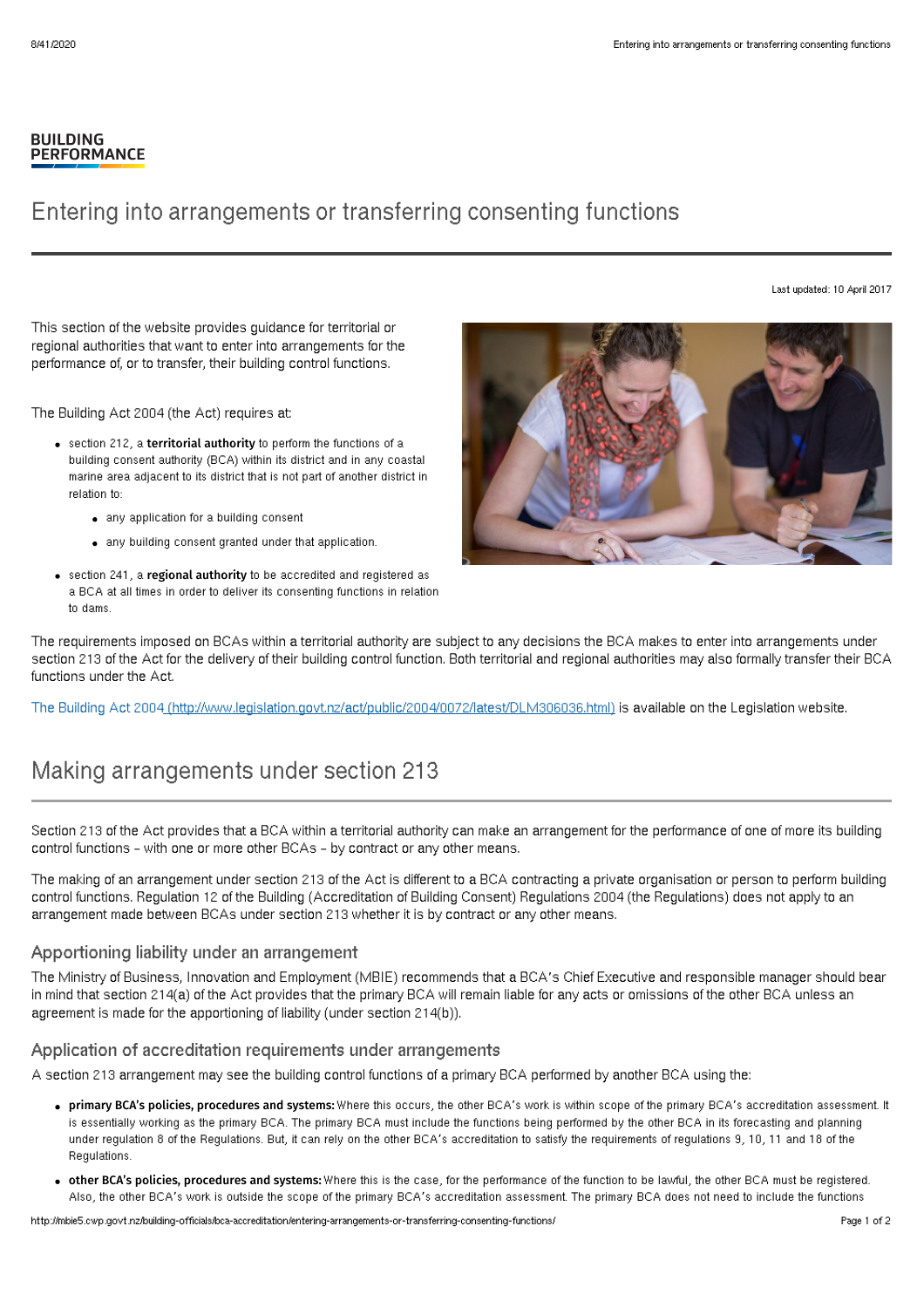BUILDING PERFORMANCE

# Entering into arrangements or transferring consenting functions

Last updated: 10 April 2017

This section of the website provides guidance for territorial or regional authorities that want to enter into arrangements for the performance of, or to transfer, their building control functions.

The Building Act 2004 (the Act) requires at:

- section 212, a **territorial authority** to perform the functions of a building consent authority (BCA) within its district and in any coastal marine area adjacent to its district that is not part of another district in relation to:
    - any application for a building consent
    - any building consent granted under that application.
- section 241, a **regional authority** to be accredited and registered as a BCA at all times in order to deliver its consenting functions in relation to dams.

The requirements imposed on BCAs within a territorial authority are subject to any decisions the BCA makes to enter into arrangements under section 213 of the Act for the delivery of their building control function. Both territorial and regional authorities may also formally transfer their BCA functions under the Act.

The Building Act 2004 (http://www.legislation.govt.nz/act/public/2004/0072/latest/DLM306036.html) is available on the Legislation website.

## Making arrangements under section 213

Section 213 of the Act provides that a BCA within a territorial authority can make an arrangement for the performance of one of more its building control functions – with one or more other BCAs – by contract or any other means.

The making of an arrangement under section 213 of the Act is different to a BCA contracting a private organisation or person to perform building control functions. Regulation 12 of the Building (Accreditation of Building Consent) Regulations 2004 (the Regulations) does not apply to an arrangement made between BCAs under section 213 whether it is by contract or any other means.

### Apportioning liability under an arrangement

The Ministry of Business, Innovation and Employment (MBIE) recommends that a BCA's Chief Executive and responsible manager should bear in mind that section 214(a) of the Act provides that the primary BCA will remain liable for any acts or omissions of the other BCA unless an agreement is made for the apportioning of liability (under section 214(b)).

### Application of accreditation requirements under arrangements

A section 213 arrangement may see the building control functions of a primary BCA performed by another BCA using the:

- **primary BCA's policies, procedures and systems:** Where this occurs, the other BCA's work is within scope of the primary BCA's accreditation assessment. It is essentially working as the primary BCA. The primary BCA must include the functions being performed by the other BCA in its forecasting and planning under regulation 8 of the Regulations. But, it can rely on the other BCA's accreditation to satisfy the requirements of regulations 9, 10, 11 and 18 of the Regulations.
- **other BCA's policies, procedures and systems:** Where this is the case, for the performance of the function to be lawful, the other BCA must be registered. Also, the other BCA's work is outside the scope of the primary BCA's accreditation assessment. The primary BCA does not need to include the functions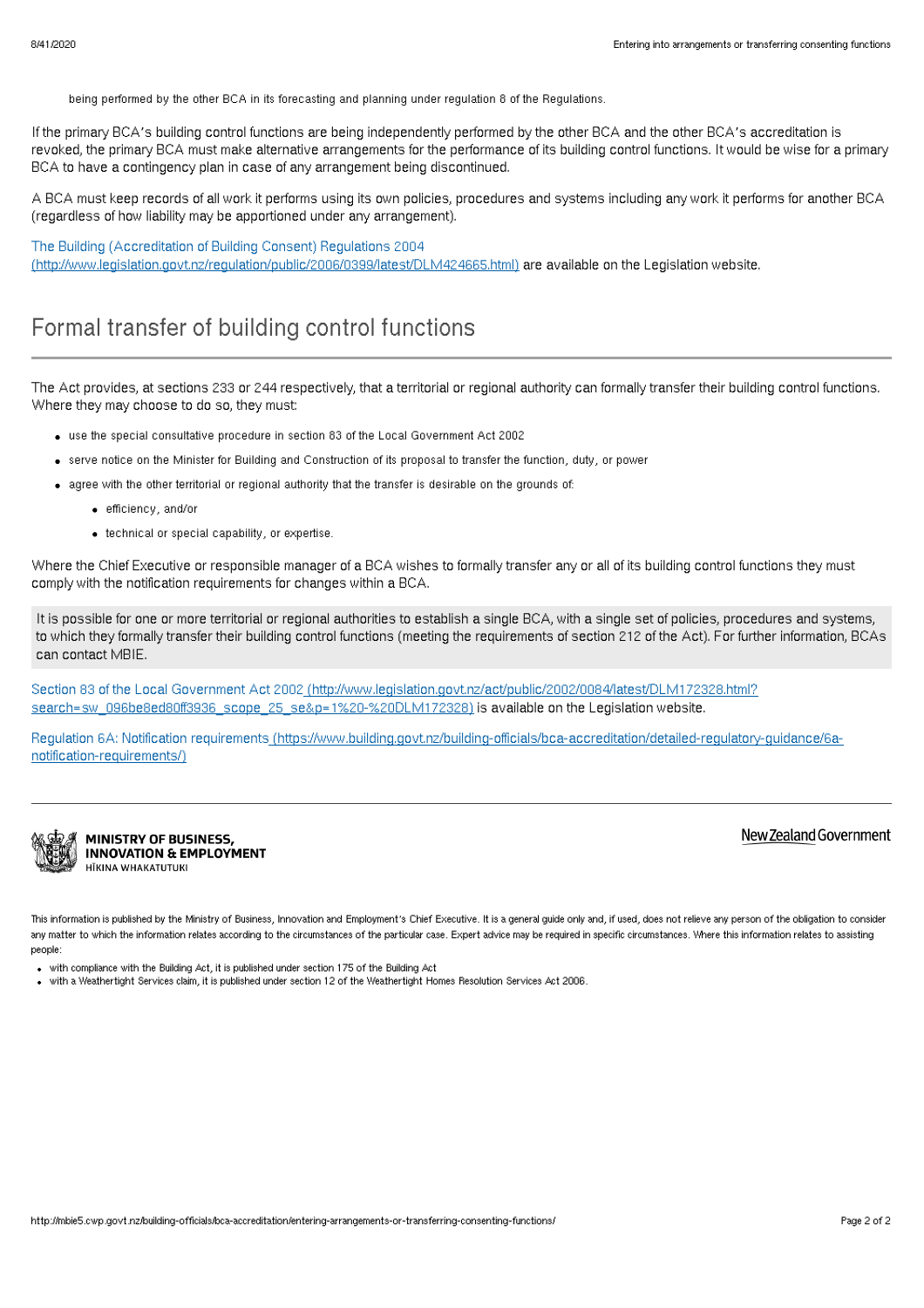being performed by the other BCA in its forecasting and planning under regulation 8 of the Regulations.

If the primary BCA's building control functions are being independently performed by the other BCA and the other BCA's accreditation is revoked, the primary BCA must make alternative arrangements for the performance of its building control functions. It would be wise for a primary BCA to have a contingency plan in case of any arrangement being discontinued.

A BCA must keep records of all work it performs using its own policies, procedures and systems including any work it performs for another BCA (regardless of how liability may be apportioned under any arrangement).

The Building (Accreditation of Building Consent) Regulations 2004 (http://www.legislation.govt.nz/regulation/public/2006/0399/latest/DLM424665.html) are available on the Legislation website.

## Formal transfer of building control functions

The Act provides, at sections 233 or 244 respectively, that a territorial or regional authority can formally transfer their building control functions. Where they may choose to do so, they must:

- use the special consultative procedure in section 83 of the Local Government Act 2002
- serve notice on the Minister for Building and Construction of its proposal to transfer the function, duty, or power
- agree with the other territorial or regional authority that the transfer is desirable on the grounds of:
  - efficiency, and/or
  - technical or special capability, or expertise.

Where the Chief Executive or responsible manager of a BCA wishes to formally transfer any or all of its building control functions they must comply with the notification requirements for changes within a BCA.

It is possible for one or more territorial or regional authorities to establish a single BCA, with a single set of policies, procedures and systems, to which they formally transfer their building control functions (meeting the requirements of section 212 of the Act). For further information, BCAs can contact MBIE.

Section 83 of the Local Government Act 2002 (http://www.legislation.govt.nz/act/public/2002/0084/latest/DLM172328.html?search=sw_096be8ed80ff3936_scope_25_se&p=1%20-%20DLM172328) is available on the Legislation website.

Regulation 6A: Notification requirements (https://www.building.govt.nz/building-officials/bca-accreditation/detailed-regulatory-guidance/6a-notification-requirements/)

**MINISTRY OF BUSINESS, INNOVATION & EMPLOYMENT**
HĪKINA WHAKATUTUKI

New Zealand Government

This information is published by the Ministry of Business, Innovation and Employment's Chief Executive. It is a general guide only and, if used, does not relieve any person of the obligation to consider any matter to which the information relates according to the circumstances of the particular case. Expert advice may be required in specific circumstances. Where this information relates to assisting people:

- with compliance with the Building Act, it is published under section 175 of the Building Act
- with a Weathertight Services claim, it is published under section 12 of the Weathertight Homes Resolution Services Act 2006.